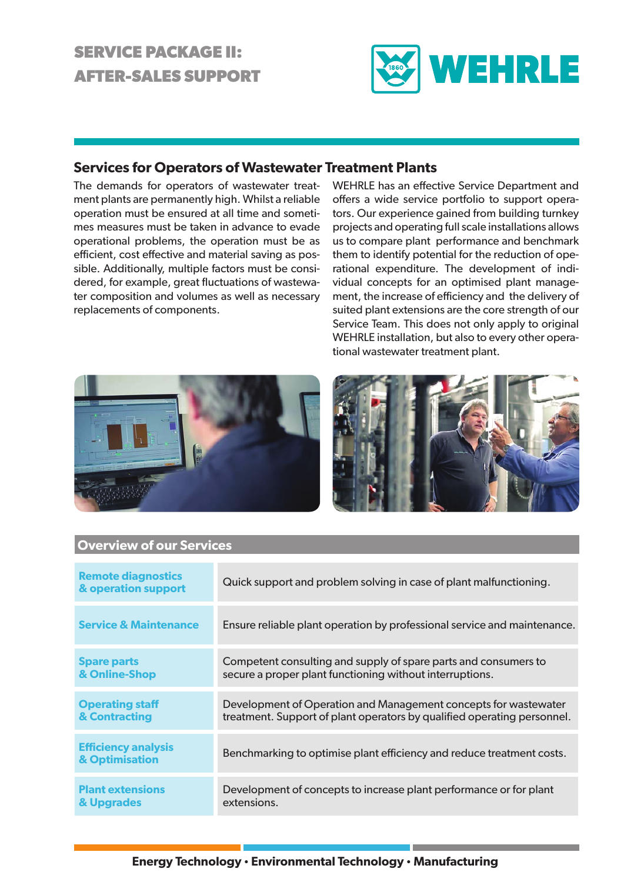# SERVICE PACKAGE II: AFTER-SALES SUPPORT

WEHRLE

## Services for Operators of Wastewater Treatment Plants

The demands for operators of wastewater treatment plants are permanently high. Whilst a reliable operation must be ensured at all time and sometimes measures must be taken in advance to evade operational problems, the operation must be as efficient, cost effective and material saving as possible. Additionally, multiple factors must be considered, for example, great fluctuations of wastewater composition and volumes as well as necessary replacements of components.

WEHRLE has an effective Service Department and offers a wide service portfolio to support operators. Our experience gained from building turnkey projects and operating full scale installations allows us to compare plant performance and benchmark them to identify potential for the reduction of operational expenditure. The development of individual concepts for an optimised plant management, the increase of efficiency and the delivery of suited plant extensions are the core strength of our Service Team. This does not only apply to original WEHRLE installation, but also to every other operational wastewater treatment plant.

## Overview of our Services

| Service | Description |
| --- | --- |
| **Remote diagnostics & operation support** | Quick support and problem solving in case of plant malfunctioning. |
| **Service & Maintenance** | Ensure reliable plant operation by professional service and maintenance. |
| **Spare parts & Online-Shop** | Competent consulting and supply of spare parts and consumers to secure a proper plant functioning without interruptions. |
| **Operating staff & Contracting** | Development of Operation and Management concepts for wastewater treatment. Support of plant operators by qualified operating personnel. |
| **Efficiency analysis & Optimisation** | Benchmarking to optimise plant efficiency and reduce treatment costs. |
| **Plant extensions & Upgrades** | Development of concepts to increase plant performance or for plant extensions. |

**Energy Technology • Environmental Technology • Manufacturing**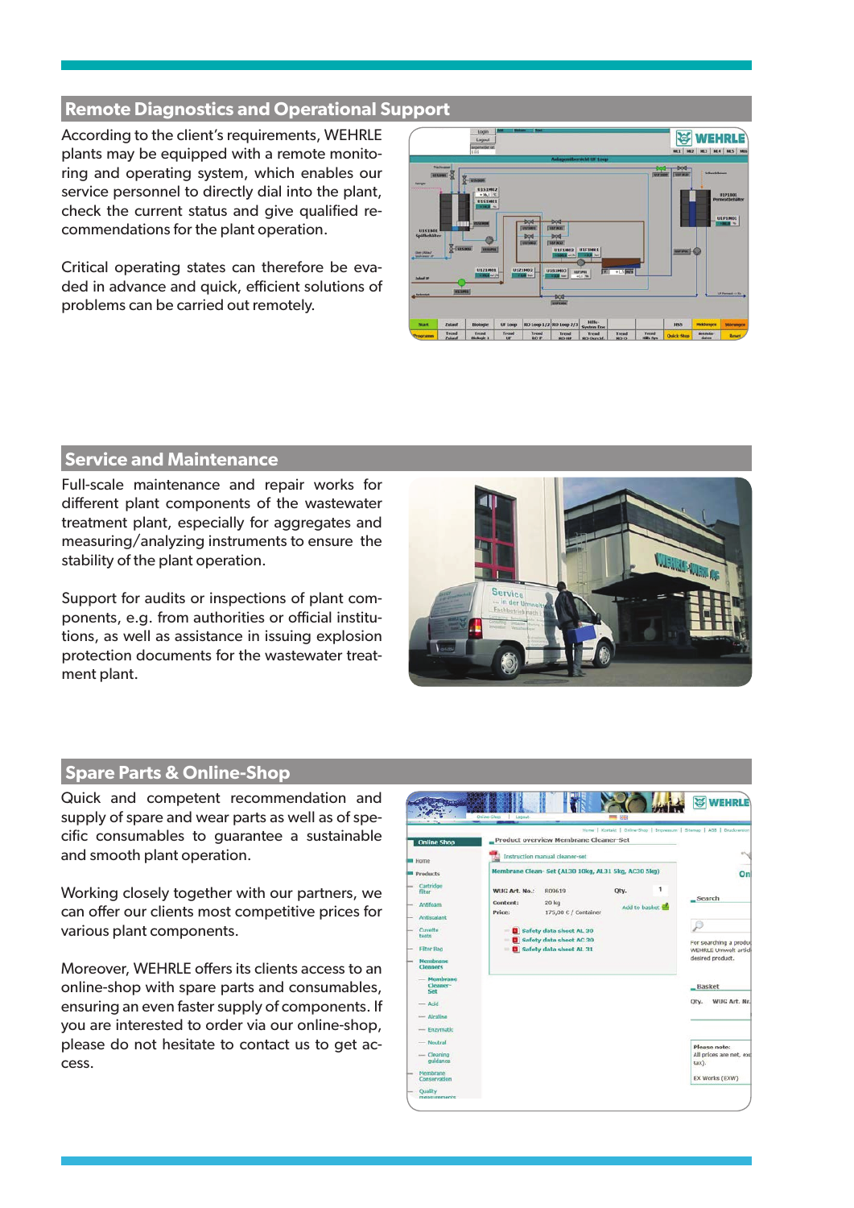## Remote Diagnostics and Operational Support

According to the client's requirements, WEHRLE plants may be equipped with a remote monitoring and operating system, which enables our service personnel to directly dial into the plant, check the current status and give qualified recommendations for the plant operation.

Critical operating states can therefore be evaded in advance and quick, efficient solutions of problems can be carried out remotely.

## Service and Maintenance

Full-scale maintenance and repair works for different plant components of the wastewater treatment plant, especially for aggregates and measuring/analyzing instruments to ensure the stability of the plant operation.

Support for audits or inspections of plant components, e.g. from authorities or official institutions, as well as assistance in issuing explosion protection documents for the wastewater treatment plant.

## Spare Parts & Online-Shop

Quick and competent recommendation and supply of spare and wear parts as well as specific consumables to guarantee a sustainable and smooth plant operation.

Working closely together with our partners, we can offer our clients most competitive prices for various plant components.

Moreover, WEHRLE offers its clients access to an online-shop with spare parts and consumables, ensuring an even faster supply of components. If you are interested to order via our online-shop, please do not hesitate to contact us to get access.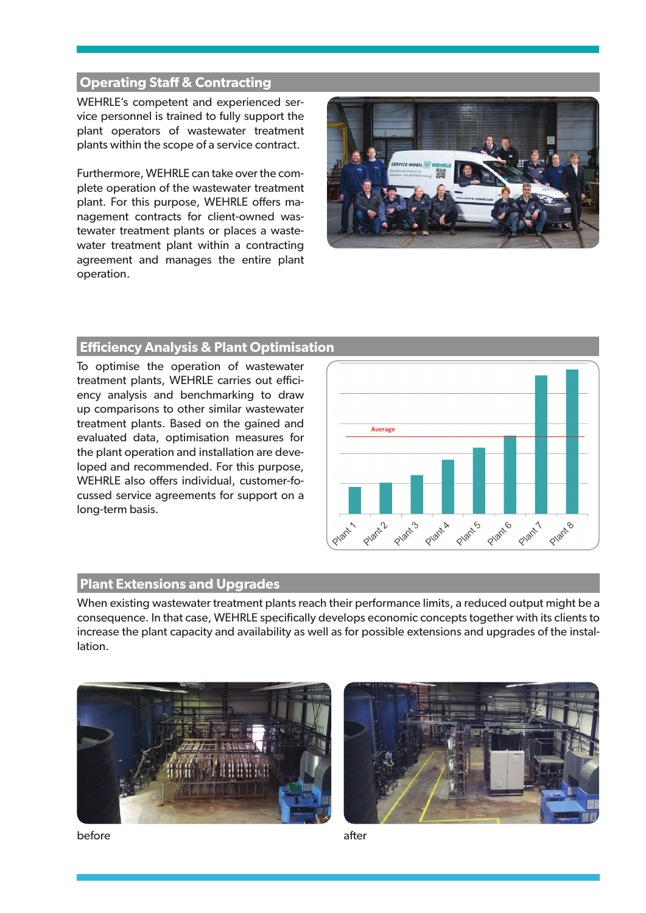## Operating Staff & Contracting

WEHRLE's competent and experienced service personnel is trained to fully support the plant operators of wastewater treatment plants within the scope of a service contract.

Furthermore, WEHRLE can take over the complete operation of the wastewater treatment plant. For this purpose, WEHRLE offers management contracts for client-owned wastewater treatment plants or places a wastewater treatment plant within a contracting agreement and manages the entire plant operation.

## Efficiency Analysis & Plant Optimisation

To optimise the operation of wastewater treatment plants, WEHRLE carries out efficiency analysis and benchmarking to draw up comparisons to other similar wastewater treatment plants. Based on the gained and evaluated data, optimisation measures for the plant operation and installation are developed and recommended. For this purpose, WEHRLE also offers individual, customer-focussed service agreements for support on a long-term basis.

## Plant Extensions and Upgrades

When existing wastewater treatment plants reach their performance limits, a reduced output might be a consequence. In that case, WEHRLE specifically develops economic concepts together with its clients to increase the plant capacity and availability as well as for possible extensions and upgrades of the installation.

before

after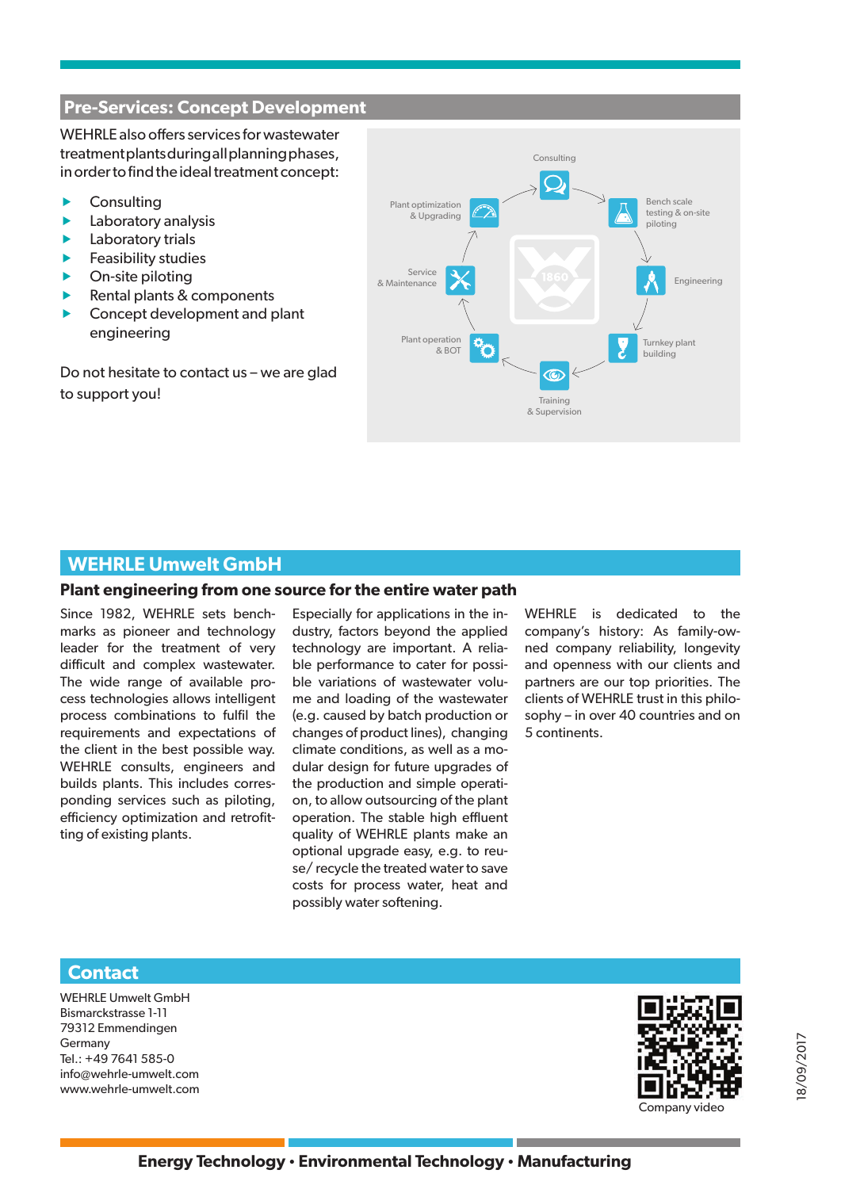## Pre-Services: Concept Development

WEHRLE also offers services for wastewater treatment plants during all planning phases, in order to find the ideal treatment concept:

- Consulting
- Laboratory analysis
- Laboratory trials
- Feasibility studies
- On-site piloting
- Rental plants & components
- Concept development and plant engineering

Do not hesitate to contact us – we are glad to support you!

Consulting

Bench scale testing & on-site piloting

Engineering

Turnkey plant building

Training & Supervision

Plant operation & BOT

Service & Maintenance

Plant optimization & Upgrading

1860

## WEHRLE Umwelt GmbH

### Plant engineering from one source for the entire water path

Since 1982, WEHRLE sets benchmarks as pioneer and technology leader for the treatment of very difficult and complex wastewater. The wide range of available process technologies allows intelligent process combinations to fulfil the requirements and expectations of the client in the best possible way. WEHRLE consults, engineers and builds plants. This includes corresponding services such as piloting, efficiency optimization and retrofitting of existing plants.

Especially for applications in the industry, factors beyond the applied technology are important. A reliable performance to cater for possible variations of wastewater volume and loading of the wastewater (e.g. caused by batch production or changes of product lines), changing climate conditions, as well as a modular design for future upgrades of the production and simple operation, to allow outsourcing of the plant operation. The stable high effluent quality of WEHRLE plants make an optional upgrade easy, e.g. to reuse/ recycle the treated water to save costs for process water, heat and possibly water softening.

WEHRLE is dedicated to the company's history: As family-owned company reliability, longevity and openness with our clients and partners are our top priorities. The clients of WEHRLE trust in this philosophy – in over 40 countries and on 5 continents.

## Contact

WEHRLE Umwelt GmbH
Bismarckstrasse 1-11
79312 Emmendingen
Germany
Tel.: +49 7641 585-0
info@wehrle-umwelt.com
www.wehrle-umwelt.com

Company video

18/09/2017

**Energy Technology • Environmental Technology • Manufacturing**